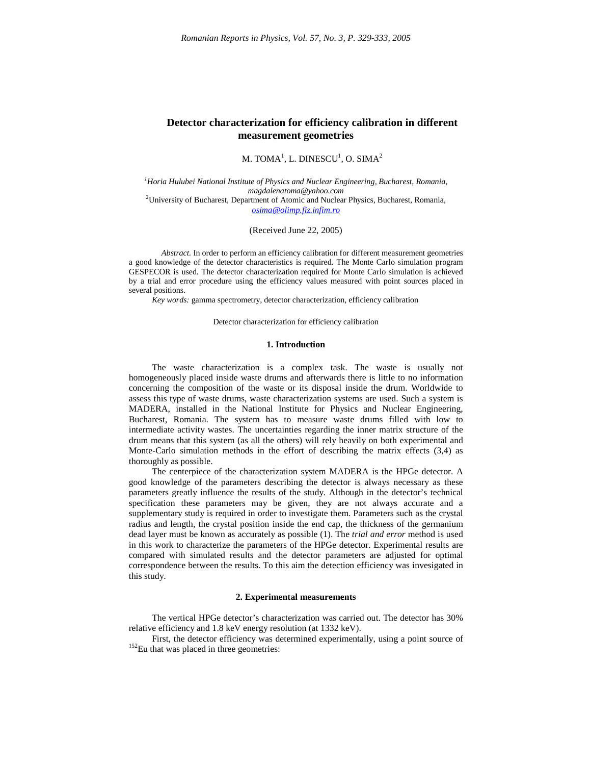# Detector characterization for efficiency calibration in different measurement geometries

M. TOMA[1], L. DINESCU[1], O. SIMA[2]

[1]*Horia Hulubei National Institute of Physics and Nuclear Engineering, Bucharest, Romania, magdalenatoma@yahoo.com*
[2]University of Bucharest, Department of Atomic and Nuclear Physics, Bucharest, Romania, osima@olimp.fiz.infim.ro

(Received June 22, 2005)

*Abstract.* In order to perform an efficiency calibration for different measurement geometries a good knowledge of the detector characteristics is required. The Monte Carlo simulation program GESPECOR is used. The detector characterization required for Monte Carlo simulation is achieved by a trial and error procedure using the efficiency values measured with point sources placed in several positions.

*Key words:* gamma spectrometry, detector characterization, efficiency calibration

Detector characterization for efficiency calibration

## 1. Introduction

The waste characterization is a complex task. The waste is usually not homogeneously placed inside waste drums and afterwards there is little to no information concerning the composition of the waste or its disposal inside the drum. Worldwide to assess this type of waste drums, waste characterization systems are used. Such a system is MADERA, installed in the National Institute for Physics and Nuclear Engineering, Bucharest, Romania. The system has to measure waste drums filled with low to intermediate activity wastes. The uncertainties regarding the inner matrix structure of the drum means that this system (as all the others) will rely heavily on both experimental and Monte-Carlo simulation methods in the effort of describing the matrix effects (3,4) as thoroughly as possible.

The centerpiece of the characterization system MADERA is the HPGe detector. A good knowledge of the parameters describing the detector is always necessary as these parameters greatly influence the results of the study. Although in the detector's technical specification these parameters may be given, they are not always accurate and a supplementary study is required in order to investigate them. Parameters such as the crystal radius and length, the crystal position inside the end cap, the thickness of the germanium dead layer must be known as accurately as possible (1). The *trial and error* method is used in this work to characterize the parameters of the HPGe detector. Experimental results are compared with simulated results and the detector parameters are adjusted for optimal correspondence between the results. To this aim the detection efficiency was invesigated in this study.

## 2. Experimental measurements

The vertical HPGe detector's characterization was carried out. The detector has 30% relative efficiency and 1.8 keV energy resolution (at 1332 keV).

First, the detector efficiency was determined experimentally, using a point source of $^{152}Eu$ that was placed in three geometries: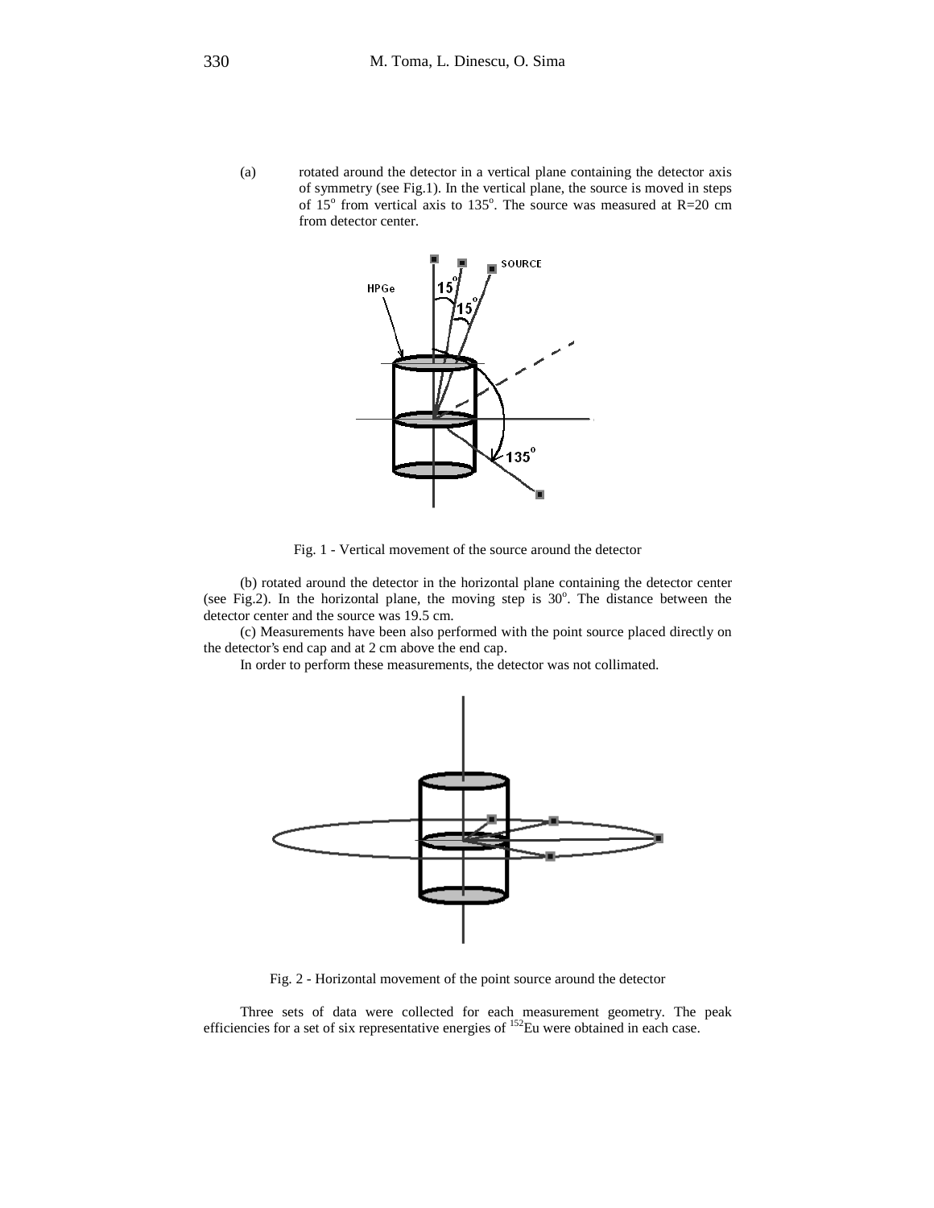(a) rotated around the detector in a vertical plane containing the detector axis of symmetry (see Fig.1). In the vertical plane, the source is moved in steps of 15$^{o}$ from vertical axis to 135$^{o}$. The source was measured at R=20 cm from detector center.

Fig. 1 - Vertical movement of the source around the detector

(b) rotated around the detector in the horizontal plane containing the detector center (see Fig.2). In the horizontal plane, the moving step is 30$^{o}$. The distance between the detector center and the source was 19.5 cm.

(c) Measurements have been also performed with the point source placed directly on the detector's end cap and at 2 cm above the end cap.

In order to perform these measurements, the detector was not collimated.

Fig. 2 - Horizontal movement of the point source around the detector

Three sets of data were collected for each measurement geometry. The peak efficiencies for a set of six representative energies of $^{152}$Eu were obtained in each case.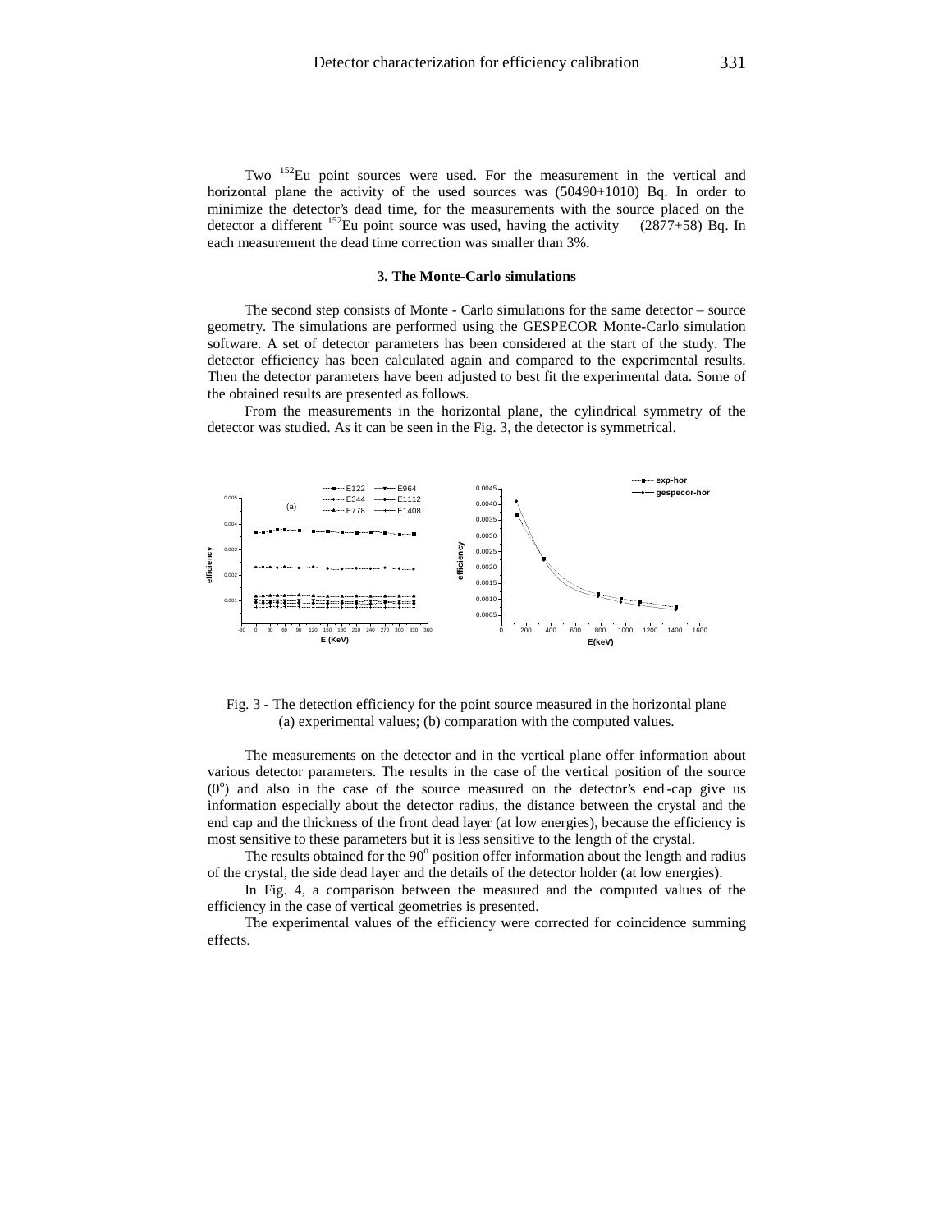Two $^{152}$Eu point sources were used. For the measurement in the vertical and horizontal plane the activity of the used sources was (50490+1010) Bq. In order to minimize the detector's dead time, for the measurements with the source placed on the detector a different $^{152}$Eu point source was used, having the activity (2877+58) Bq. In each measurement the dead time correction was smaller than 3%.

### 3. The Monte-Carlo simulations

The second step consists of Monte - Carlo simulations for the same detector – source geometry. The simulations are performed using the GESPECOR Monte-Carlo simulation software. A set of detector parameters has been considered at the start of the study. The detector efficiency has been calculated again and compared to the experimental results. Then the detector parameters have been adjusted to best fit the experimental data. Some of the obtained results are presented as follows.

From the measurements in the horizontal plane, the cylindrical symmetry of the detector was studied. As it can be seen in the Fig. 3, the detector is symmetrical.

Fig. 3 - The detection efficiency for the point source measured in the horizontal plane (a) experimental values; (b) comparation with the computed values.

The measurements on the detector and in the vertical plane offer information about various detector parameters. The results in the case of the vertical position of the source ($0^o$) and also in the case of the source measured on the detector's end-cap give us information especially about the detector radius, the distance between the crystal and the end cap and the thickness of the front dead layer (at low energies), because the efficiency is most sensitive to these parameters but it is less sensitive to the length of the crystal.

The results obtained for the $90^o$ position offer information about the length and radius of the crystal, the side dead layer and the details of the detector holder (at low energies).

In Fig. 4, a comparison between the measured and the computed values of the efficiency in the case of vertical geometries is presented.

The experimental values of the efficiency were corrected for coincidence summing effects.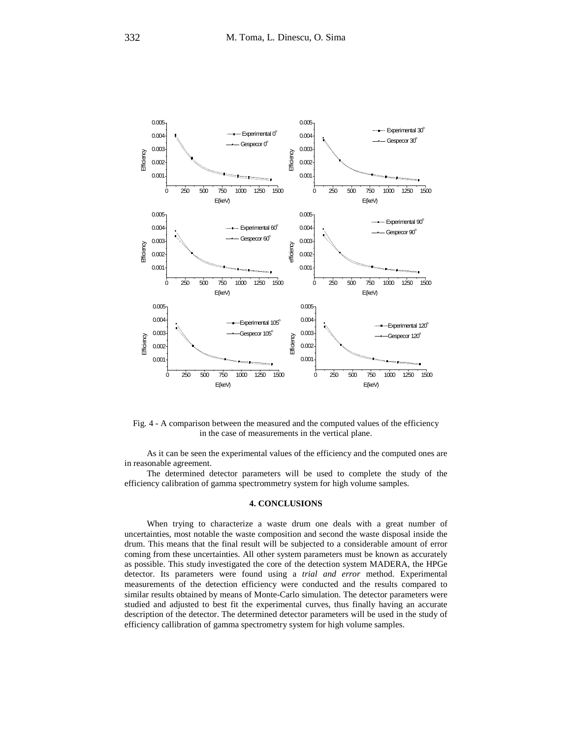Fig. 4 - A comparison between the measured and the computed values of the efficiency in the case of measurements in the vertical plane.

As it can be seen the experimental values of the efficiency and the computed ones are in reasonable agreement.

The determined detector parameters will be used to complete the study of the efficiency calibration of gamma spectrommetry system for high volume samples.

## 4. CONCLUSIONS

When trying to characterize a waste drum one deals with a great number of uncertainties, most notable the waste composition and second the waste disposal inside the drum. This means that the final result will be subjected to a considerable amount of error coming from these uncertainties. All other system parameters must be known as accurately as possible. This study investigated the core of the detection system MADERA, the HPGe detector. Its parameters were found using a *trial and error* method. Experimental measurements of the detection efficiency were conducted and the results compared to similar results obtained by means of Monte-Carlo simulation. The detector parameters were studied and adjusted to best fit the experimental curves, thus finally having an accurate description of the detector. The determined detector parameters will be used in the study of efficiency callibration of gamma spectrometry system for high volume samples.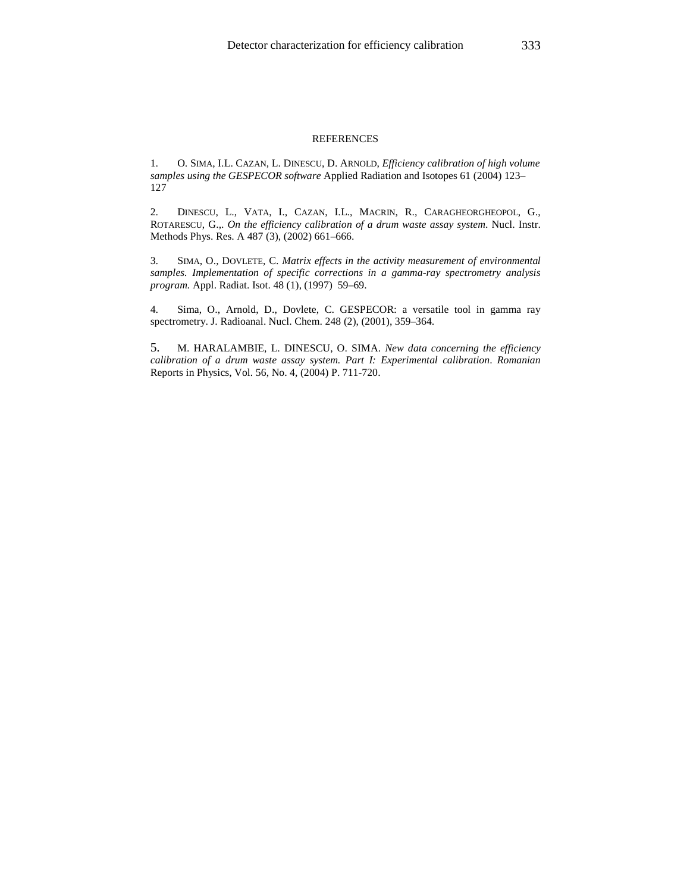## REFERENCES

1. O. SIMA, I.L. CAZAN, L. DINESCU, D. ARNOLD, *Efficiency calibration of high volume samples using the GESPECOR software* Applied Radiation and Isotopes 61 (2004) 123–127

2. DINESCU, L., VATA, I., CAZAN, I.L., MACRIN, R., CARAGHEORGHEOPOL, G., ROTARESCU, G.,. *On the efficiency calibration of a drum waste assay system*. Nucl. Instr. Methods Phys. Res. A 487 (3), (2002) 661–666.

3. SIMA, O., DOVLETE, C. *Matrix effects in the activity measurement of environmental samples. Implementation of specific corrections in a gamma-ray spectrometry analysis program.* Appl. Radiat. Isot. 48 (1), (1997) 59–69.

4. Sima, O., Arnold, D., Dovlete, C. GESPECOR: a versatile tool in gamma ray spectrometry. J. Radioanal. Nucl. Chem. 248 (2), (2001), 359–364.

5. M. HARALAMBIE, L. DINESCU, O. SIMA. *New data concerning the efficiency calibration of a drum waste assay system. Part I: Experimental calibration*. *Romanian* Reports in Physics, Vol. 56, No. 4, (2004) P. 711-720.